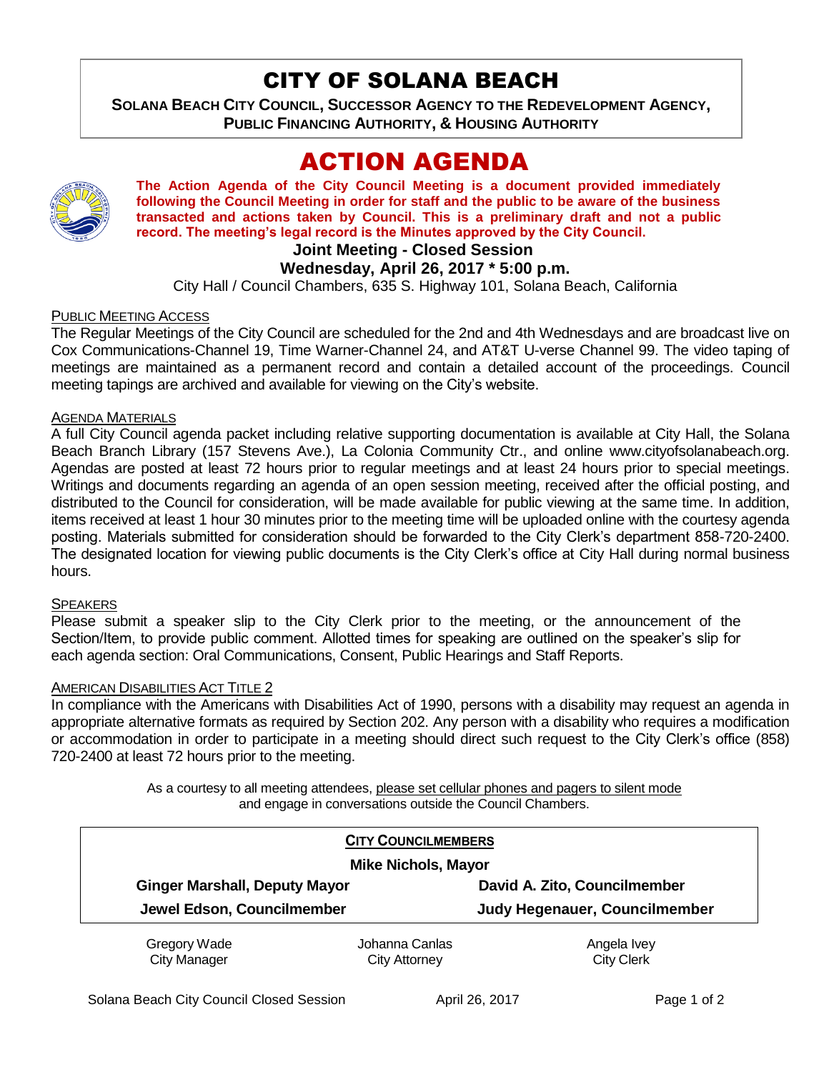# CITY OF SOLANA BEACH

**SOLANA BEACH CITY COUNCIL, SUCCESSOR AGENCY TO THE REDEVELOPMENT AGENCY, PUBLIC FINANCING AUTHORITY, & HOUSING AUTHORITY**

# ACTION AGENDA

**The Action Agenda of the City Council Meeting is a document provided immediately following the Council Meeting in order for staff and the public to be aware of the business transacted and actions taken by Council. This is a preliminary draft and not a public record. The meeting's legal record is the Minutes approved by the City Council.**

**Joint Meeting - Closed Session**

**Wednesday, April 26, 2017 * 5:00 p.m.**

City Hall / Council Chambers, 635 S. Highway 101, Solana Beach, California

PUBLIC MEETING ACCESS

The Regular Meetings of the City Council are scheduled for the 2nd and 4th Wednesdays and are broadcast live on Cox Communications-Channel 19, Time Warner-Channel 24, and AT&T U-verse Channel 99. The video taping of meetings are maintained as a permanent record and contain a detailed account of the proceedings. Council meeting tapings are archived and available for viewing on the City's website.

AGENDA MATERIALS

A full City Council agenda packet including relative supporting documentation is available at City Hall, the Solana Beach Branch Library (157 Stevens Ave.), La Colonia Community Ctr., and online www.cityofsolanabeach.org. Agendas are posted at least 72 hours prior to regular meetings and at least 24 hours prior to special meetings. Writings and documents regarding an agenda of an open session meeting, received after the official posting, and distributed to the Council for consideration, will be made available for public viewing at the same time. In addition, items received at least 1 hour 30 minutes prior to the meeting time will be uploaded online with the courtesy agenda posting. Materials submitted for consideration should be forwarded to the City Clerk's department 858-720-2400. The designated location for viewing public documents is the City Clerk's office at City Hall during normal business hours.

SPEAKERS

Please submit a speaker slip to the City Clerk prior to the meeting, or the announcement of the Section/Item, to provide public comment. Allotted times for speaking are outlined on the speaker's slip for each agenda section: Oral Communications, Consent, Public Hearings and Staff Reports.

AMERICAN DISABILITIES ACT TITLE 2

In compliance with the Americans with Disabilities Act of 1990, persons with a disability may request an agenda in appropriate alternative formats as required by Section 202. Any person with a disability who requires a modification or accommodation in order to participate in a meeting should direct such request to the City Clerk's office (858) 720-2400 at least 72 hours prior to the meeting.

As a courtesy to all meeting attendees, please set cellular phones and pagers to silent mode and engage in conversations outside the Council Chambers.

**CITY COUNCILMEMBERS**

**Mike Nichols, Mayor**

| | |
|---|---|
| **Ginger Marshall, Deputy Mayor** | **David A. Zito, Councilmember** |
| **Jewel Edson, Councilmember** | **Judy Hegenauer, Councilmember** |

| | | |
|---|---|---|
| Gregory Wade<br>City Manager | Johanna Canlas<br>City Attorney | Angela Ivey<br>City Clerk |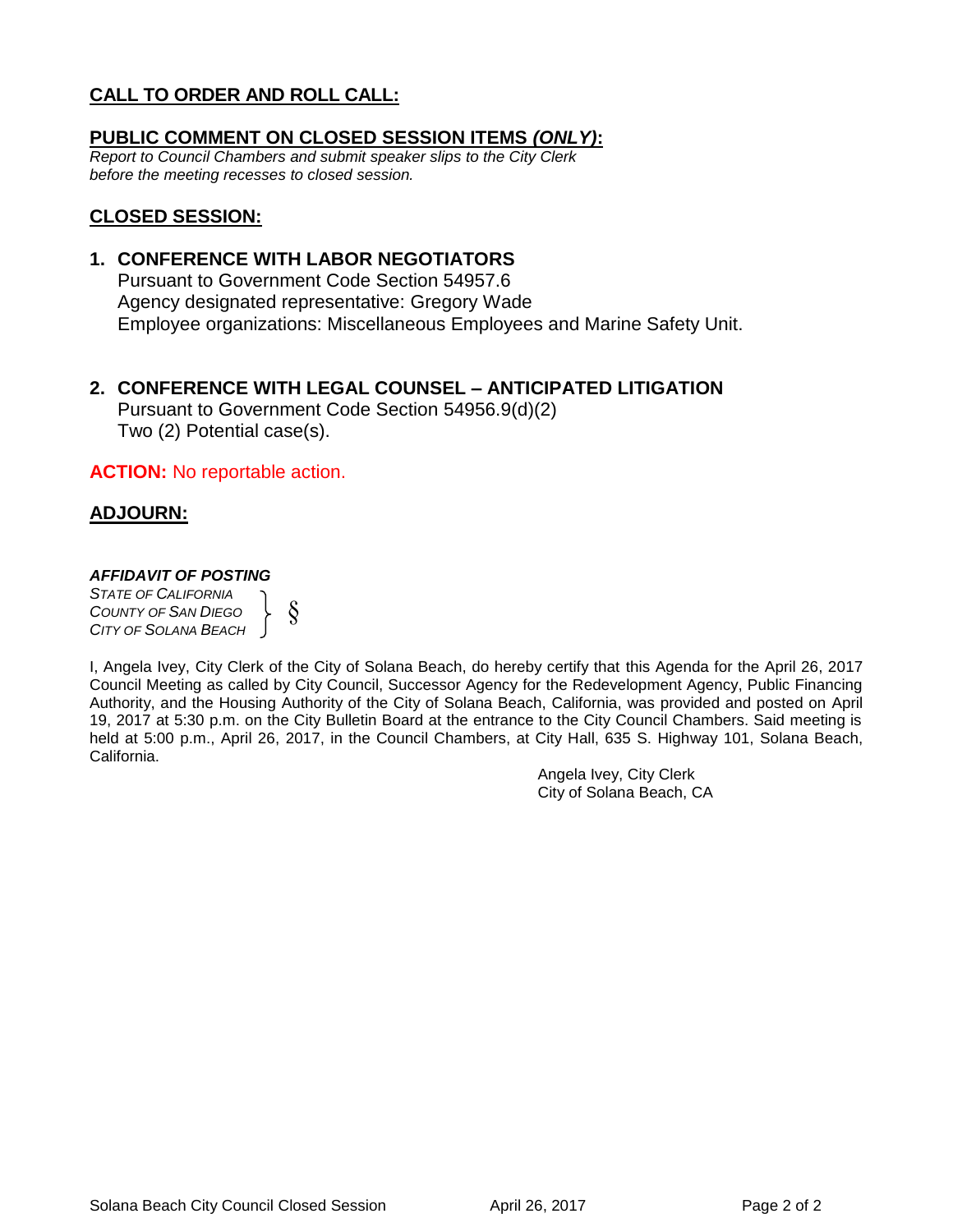## **CALL TO ORDER AND ROLL CALL:**

## **PUBLIC COMMENT ON CLOSED SESSION ITEMS *(ONLY)*:**

*Report to Council Chambers and submit speaker slips to the City Clerk before the meeting recesses to closed session.*

## **CLOSED SESSION:**

### 1. CONFERENCE WITH LABOR NEGOTIATORS

Pursuant to Government Code Section 54957.6
Agency designated representative: Gregory Wade
Employee organizations: Miscellaneous Employees and Marine Safety Unit.

### 2. CONFERENCE WITH LEGAL COUNSEL – ANTICIPATED LITIGATION

Pursuant to Government Code Section 54956.9(d)(2)
Two (2) Potential case(s).

**ACTION:** No reportable action.

## **ADJOURN:**

***AFFIDAVIT OF POSTING***

*STATE OF CALIFORNIA*
*COUNTY OF SAN DIEGO* } §
*CITY OF SOLANA BEACH*

I, Angela Ivey, City Clerk of the City of Solana Beach, do hereby certify that this Agenda for the April 26, 2017 Council Meeting as called by City Council, Successor Agency for the Redevelopment Agency, Public Financing Authority, and the Housing Authority of the City of Solana Beach, California, was provided and posted on April 19, 2017 at 5:30 p.m. on the City Bulletin Board at the entrance to the City Council Chambers. Said meeting is held at 5:00 p.m., April 26, 2017, in the Council Chambers, at City Hall, 635 S. Highway 101, Solana Beach, California.

Angela Ivey, City Clerk
City of Solana Beach, CA